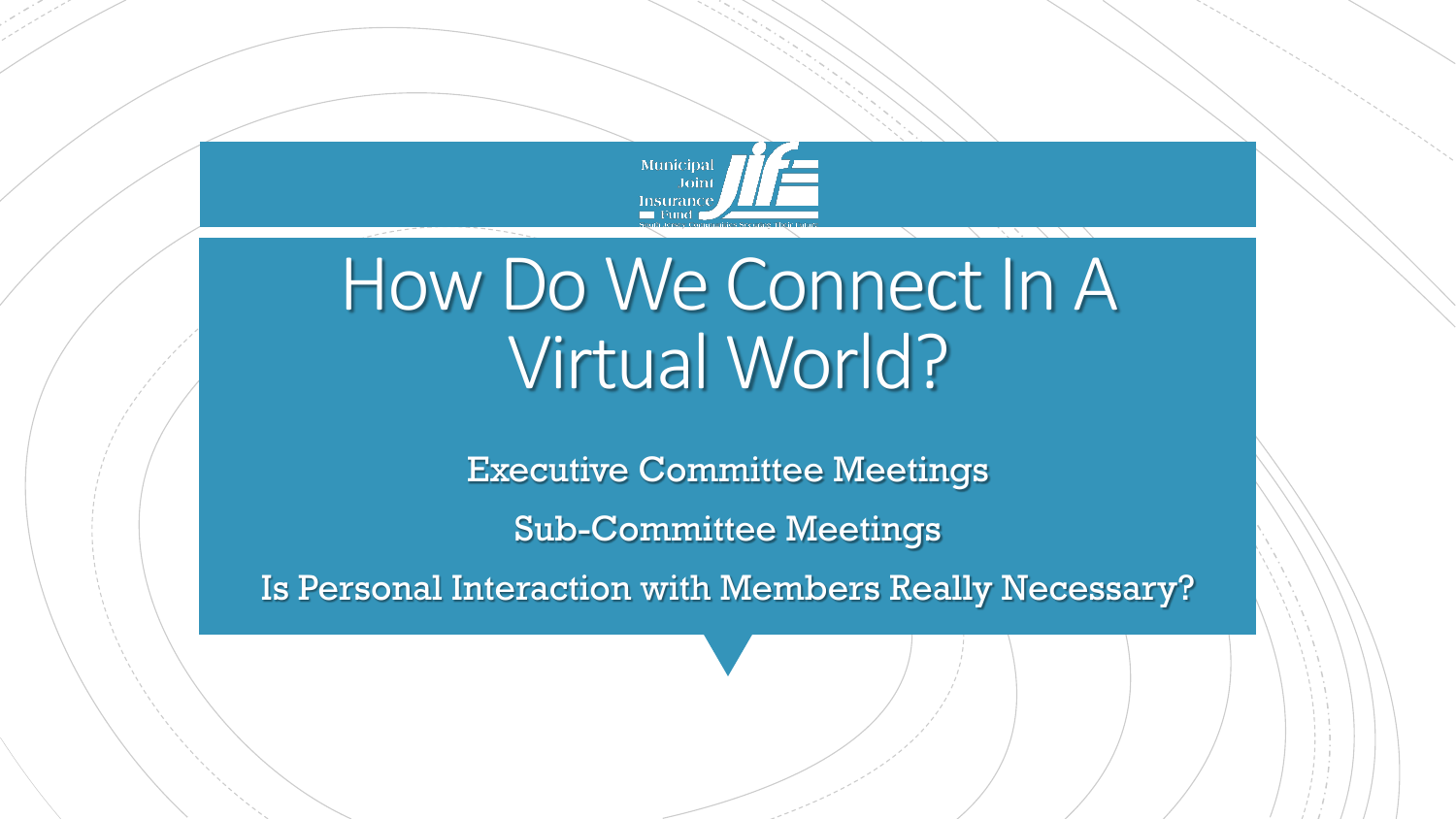Municipal Joint Insurance Fund

# How Do We Connect In A Virtual World?

Executive Committee Meetings

Sub-Committee Meetings

Is Personal Interaction with Members Really Necessary?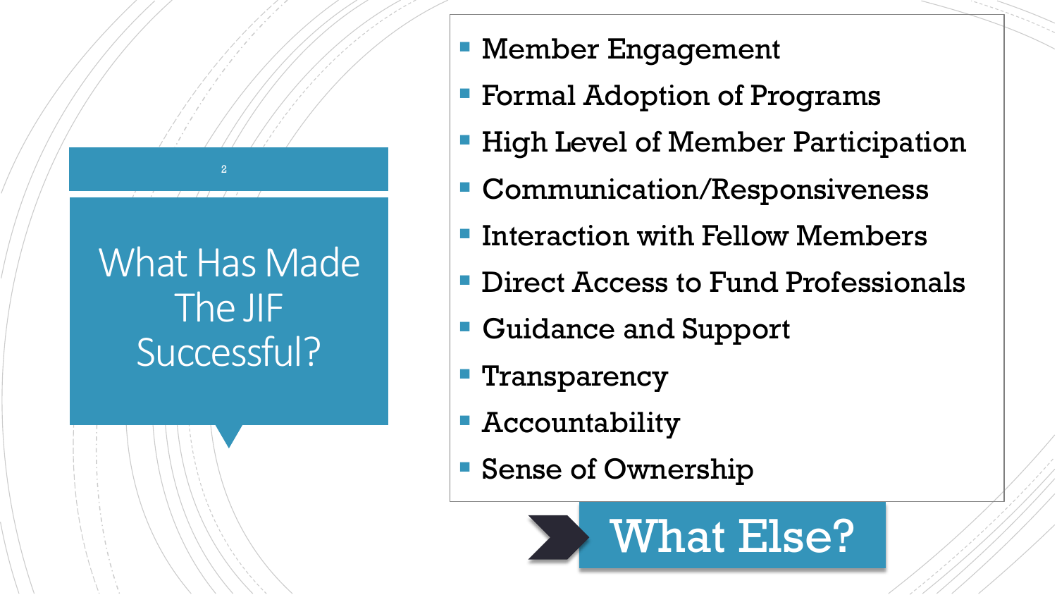# What Has Made The JIF Successful?

- Member Engagement
- Formal Adoption of Programs
- High Level of Member Participation
- Communication/Responsiveness
- Interaction with Fellow Members
- Direct Access to Fund Professionals
- Guidance and Support
- Transparency
- Accountability
- Sense of Ownership

**What Else?**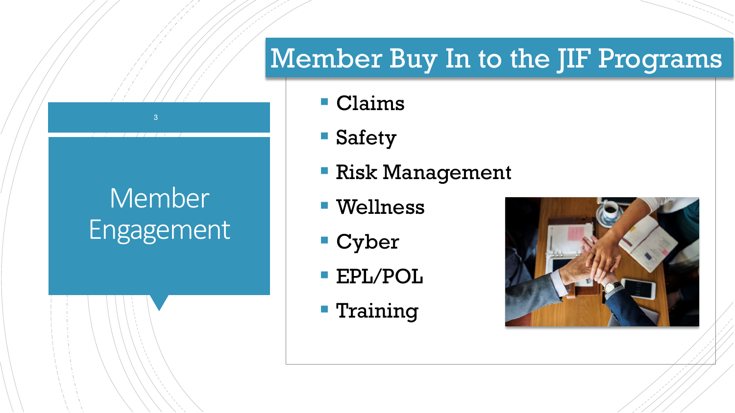# Member Engagement

## Member Buy In to the JIF Programs

- Claims
- Safety
- Risk Management
- Wellness
- Cyber
- EPL/POL
- Training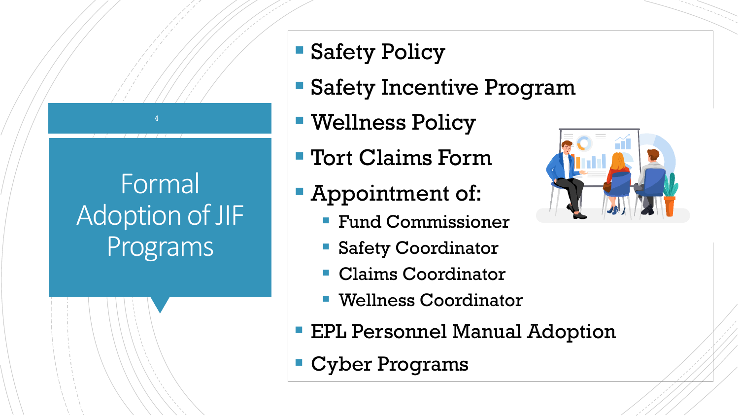# Formal Adoption of JIF Programs

- Safety Policy
- Safety Incentive Program
- Wellness Policy
- Tort Claims Form
- Appointment of:
  - Fund Commissioner
  - Safety Coordinator
  - Claims Coordinator
  - Wellness Coordinator
- EPL Personnel Manual Adoption
- Cyber Programs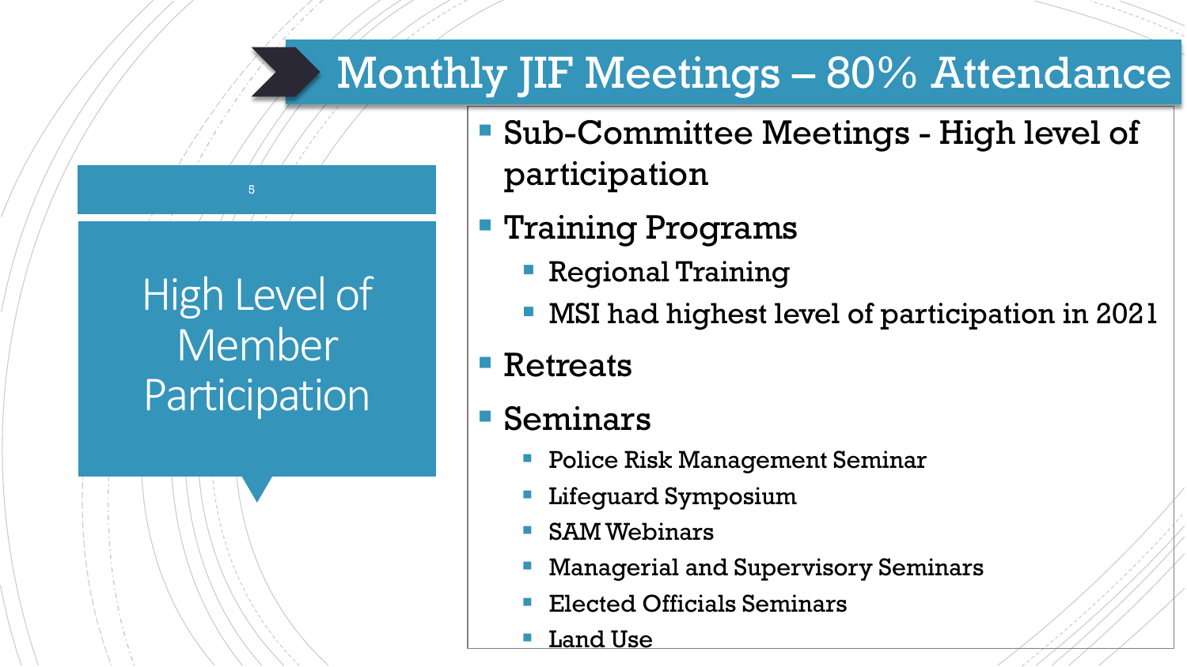# Monthly JIF Meetings – 80% Attendance

## High Level of Member Participation

- Sub-Committee Meetings - High level of participation
- Training Programs
  - Regional Training
  - MSI had highest level of participation in 2021
- Retreats
- Seminars
  - Police Risk Management Seminar
  - Lifeguard Symposium
  - SAM Webinars
  - Managerial and Supervisory Seminars
  - Elected Officials Seminars
  - Land Use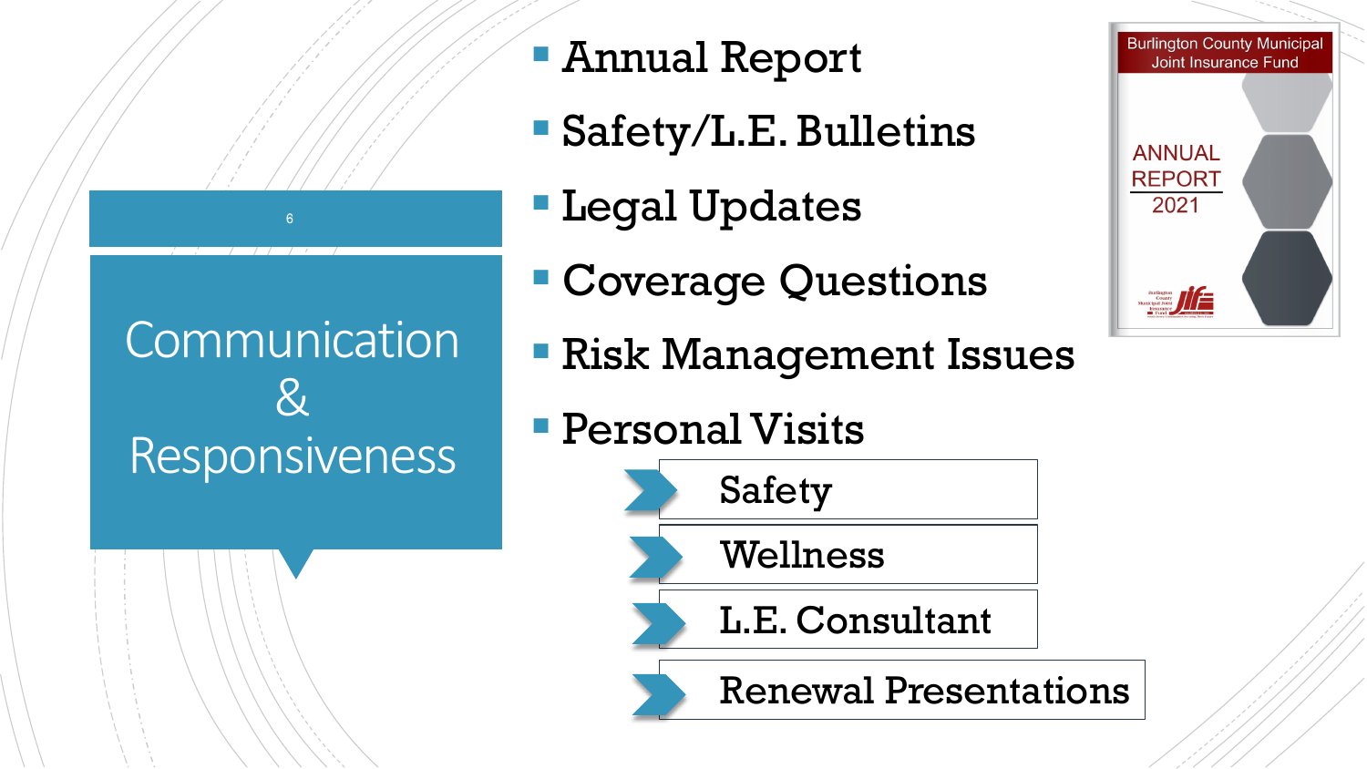# Communication & Responsiveness

- Annual Report
- Safety/L.E. Bulletins
- Legal Updates
- Coverage Questions
- Risk Management Issues
- Personal Visits
  - Safety
  - Wellness
  - L.E. Consultant
  - Renewal Presentations

Burlington County Municipal Joint Insurance Fund

ANNUAL REPORT 2021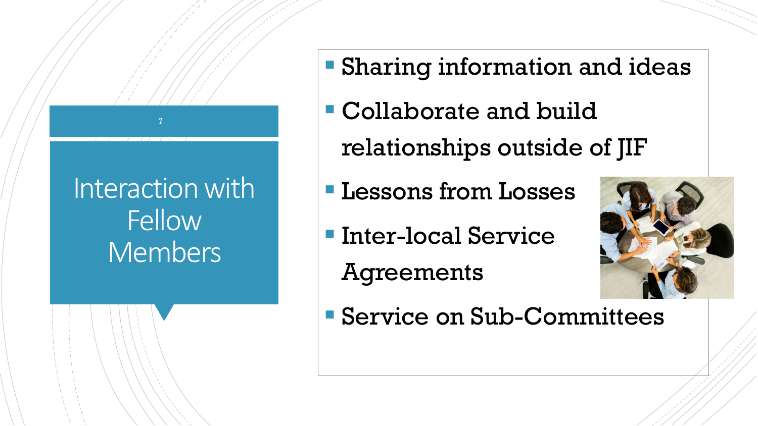# Interaction with Fellow Members

- Sharing information and ideas
- Collaborate and build relationships outside of JIF
- Lessons from Losses
- Inter-local Service Agreements
- Service on Sub-Committees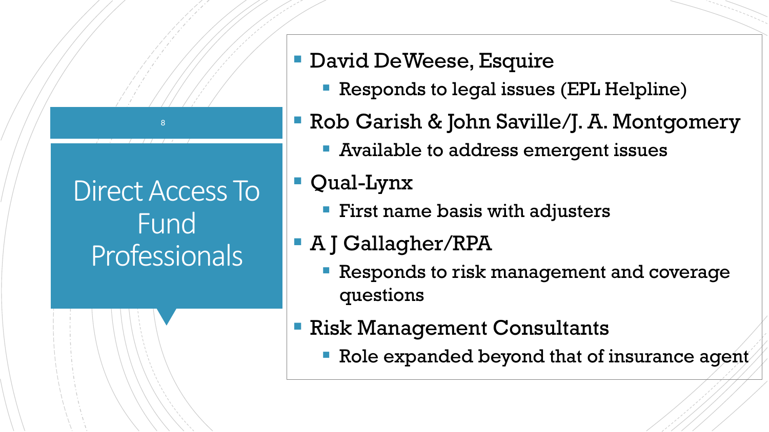# Direct Access To Fund Professionals

- David DeWeese, Esquire
  - Responds to legal issues (EPL Helpline)
- Rob Garish & John Saville/J. A. Montgomery
  - Available to address emergent issues
- Qual-Lynx
  - First name basis with adjusters
- A J Gallagher/RPA
  - Responds to risk management and coverage questions
- Risk Management Consultants
  - Role expanded beyond that of insurance agent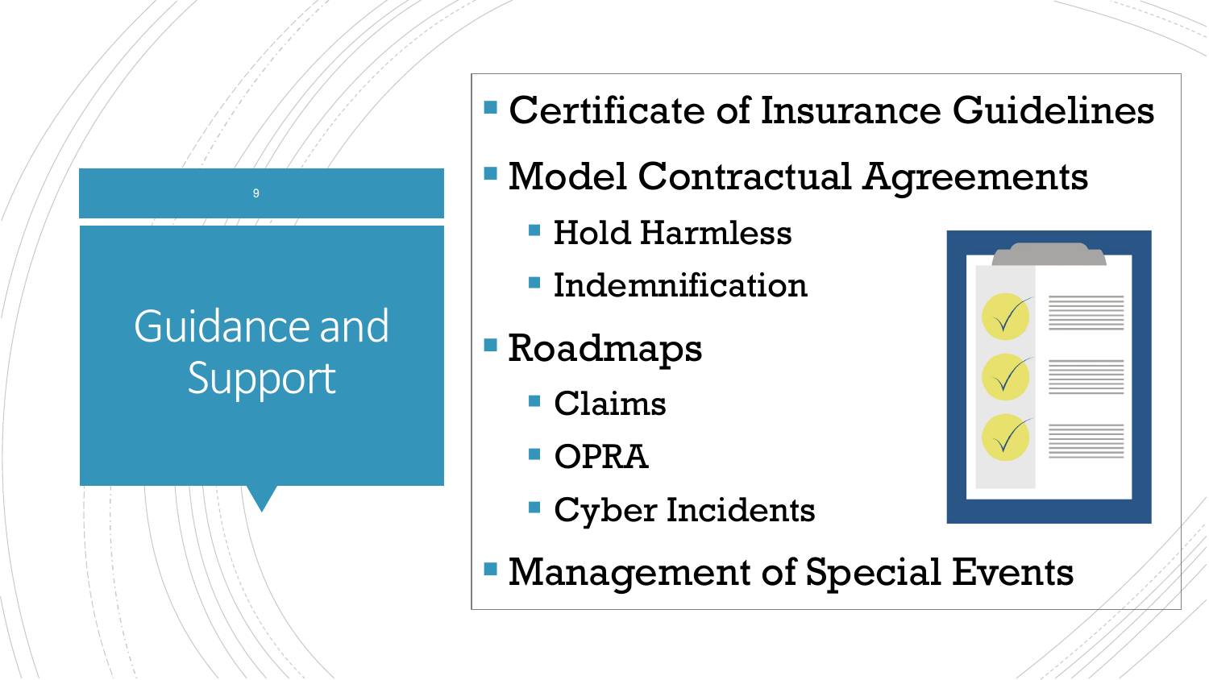# Guidance and Support

- Certificate of Insurance Guidelines
- Model Contractual Agreements
  - Hold Harmless
  - Indemnification
- Roadmaps
  - Claims
  - OPRA
  - Cyber Incidents
- Management of Special Events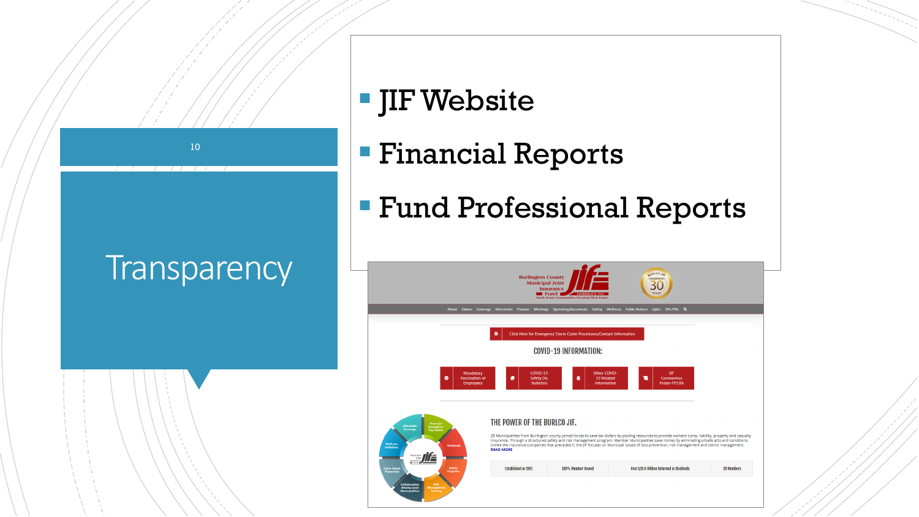# Transparency

- JIF Website
- Financial Reports
- Fund Professional Reports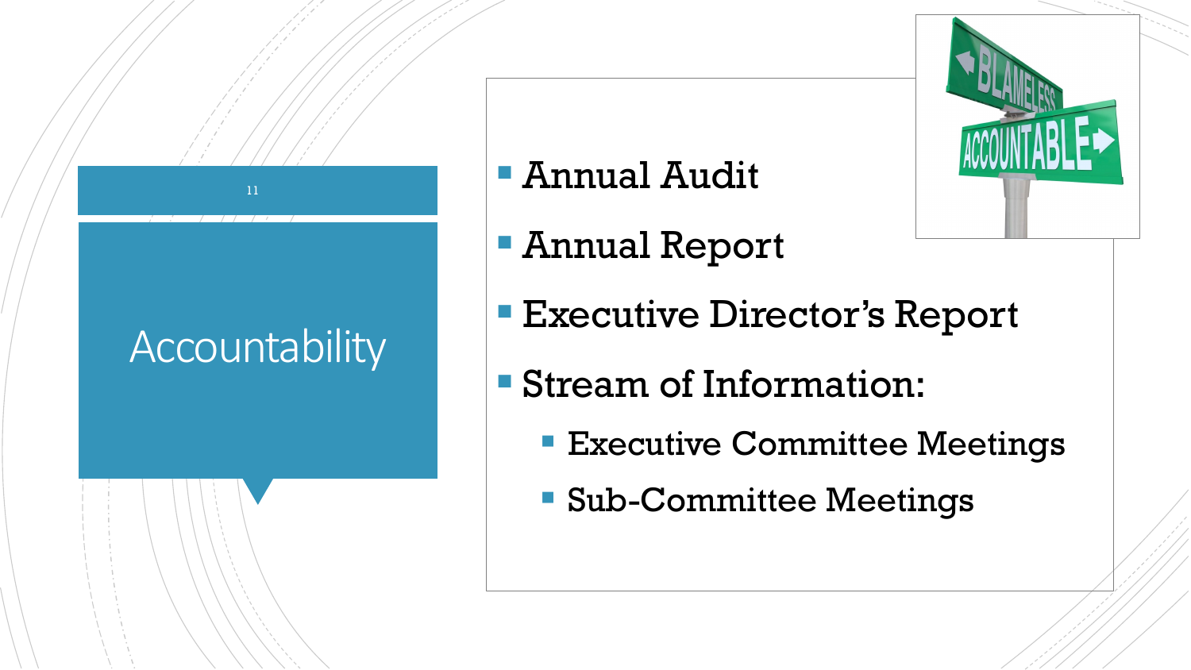# Accountability

- Annual Audit
- Annual Report
- Executive Director's Report
- Stream of Information:
  - Executive Committee Meetings
  - Sub-Committee Meetings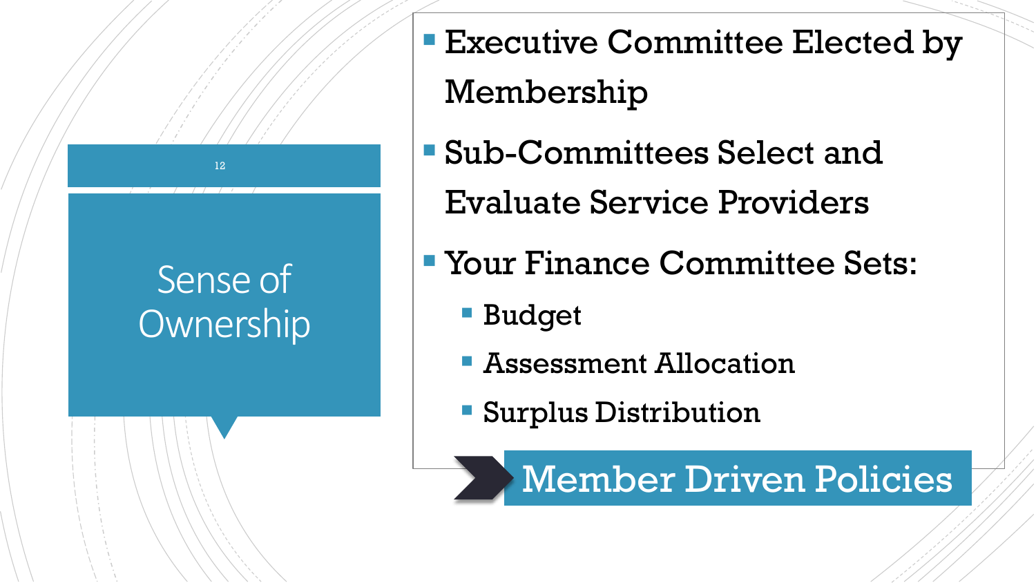# Sense of Ownership

- Executive Committee Elected by Membership
- Sub-Committees Select and Evaluate Service Providers
- Your Finance Committee Sets:
  - Budget
  - Assessment Allocation
  - Surplus Distribution

**Member Driven Policies**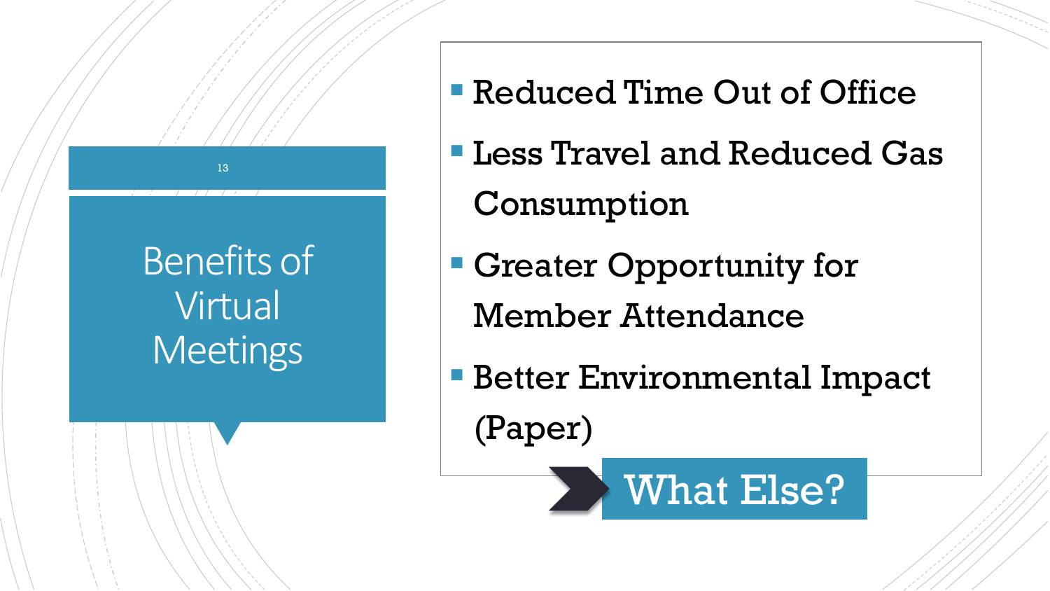# Benefits of Virtual Meetings

- Reduced Time Out of Office
- Less Travel and Reduced Gas Consumption
- Greater Opportunity for Member Attendance
- Better Environmental Impact (Paper)

**What Else?**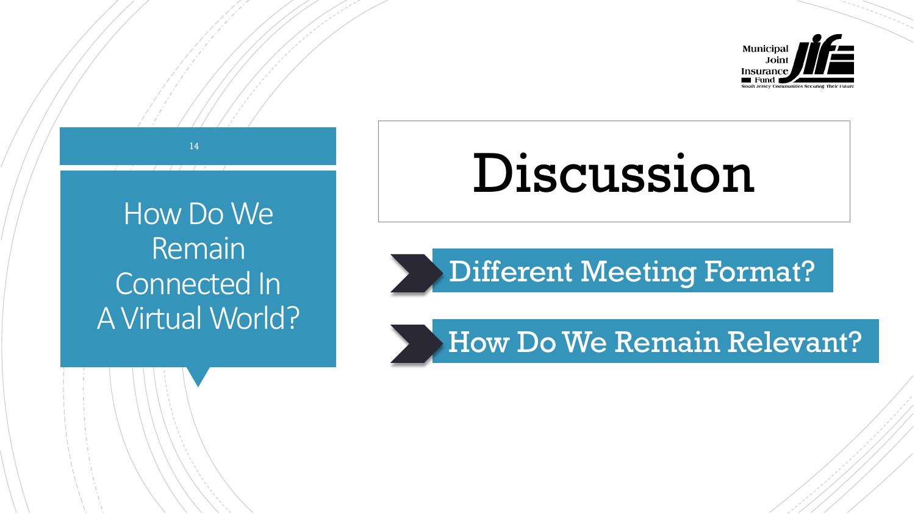# Discussion

## How Do We Remain Connected In A Virtual World?

- Different Meeting Format?
- How Do We Remain Relevant?